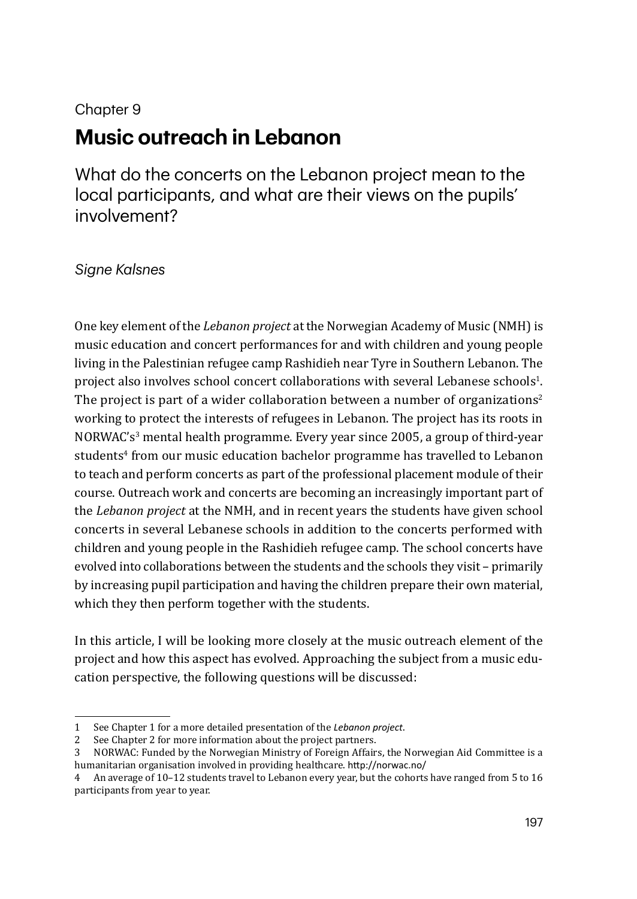Chapter 9

# Music outreach in Lebanon

## What do the concerts on the Lebanon project mean to the local participants, and what are their views on the pupils' involvement?

*Signe Kalsnes*

One key element of the *Lebanon project* at the Norwegian Academy of Music (NMH) is music education and concert performances for and with children and young people living in the Palestinian refugee camp Rashidieh near Tyre in Southern Lebanon. The project also involves school concert collaborations with several Lebanese schools[1]. The project is part of a wider collaboration between a number of organizations[2] working to protect the interests of refugees in Lebanon. The project has its roots in NORWAC's[3] mental health programme. Every year since 2005, a group of third-year students[4] from our music education bachelor programme has travelled to Lebanon to teach and perform concerts as part of the professional placement module of their course. Outreach work and concerts are becoming an increasingly important part of the *Lebanon project* at the NMH, and in recent years the students have given school concerts in several Lebanese schools in addition to the concerts performed with children and young people in the Rashidieh refugee camp. The school concerts have evolved into collaborations between the students and the schools they visit – primarily by increasing pupil participation and having the children prepare their own material, which they then perform together with the students.

In this article, I will be looking more closely at the music outreach element of the project and how this aspect has evolved. Approaching the subject from a music education perspective, the following questions will be discussed:

---

1 See Chapter 1 for a more detailed presentation of the *Lebanon project*.

2 See Chapter 2 for more information about the project partners.

3 NORWAC: Funded by the Norwegian Ministry of Foreign Affairs, the Norwegian Aid Committee is a humanitarian organisation involved in providing healthcare. http://norwac.no/

4 An average of 10–12 students travel to Lebanon every year, but the cohorts have ranged from 5 to 16 participants from year to year.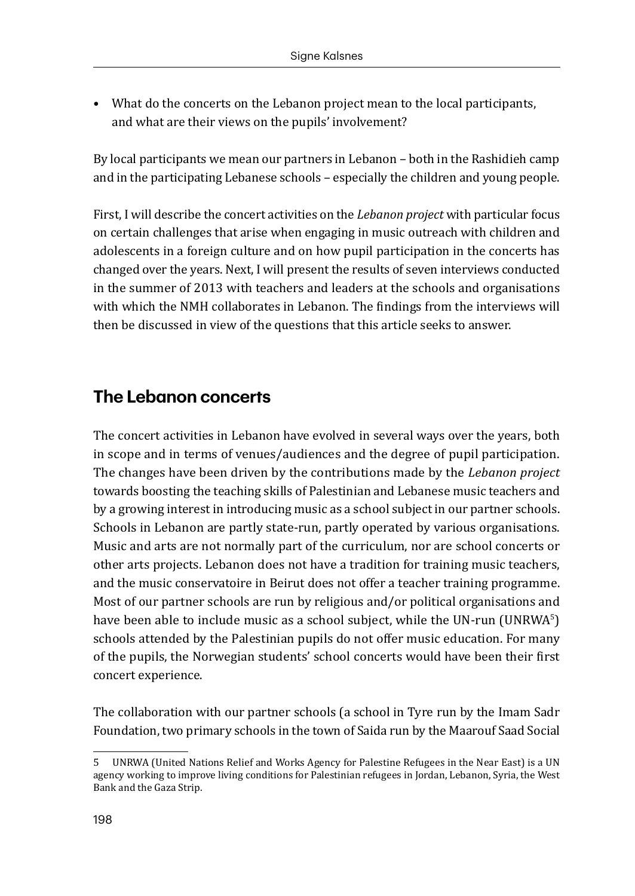- What do the concerts on the Lebanon project mean to the local participants, and what are their views on the pupils' involvement?

By local participants we mean our partners in Lebanon – both in the Rashidieh camp and in the participating Lebanese schools – especially the children and young people.

First, I will describe the concert activities on the *Lebanon project* with particular focus on certain challenges that arise when engaging in music outreach with children and adolescents in a foreign culture and on how pupil participation in the concerts has changed over the years. Next, I will present the results of seven interviews conducted in the summer of 2013 with teachers and leaders at the schools and organisations with which the NMH collaborates in Lebanon. The findings from the interviews will then be discussed in view of the questions that this article seeks to answer.

## The Lebanon concerts

The concert activities in Lebanon have evolved in several ways over the years, both in scope and in terms of venues/audiences and the degree of pupil participation. The changes have been driven by the contributions made by the *Lebanon project* towards boosting the teaching skills of Palestinian and Lebanese music teachers and by a growing interest in introducing music as a school subject in our partner schools. Schools in Lebanon are partly state-run, partly operated by various organisations. Music and arts are not normally part of the curriculum, nor are school concerts or other arts projects. Lebanon does not have a tradition for training music teachers, and the music conservatoire in Beirut does not offer a teacher training programme. Most of our partner schools are run by religious and/or political organisations and have been able to include music as a school subject, while the UN-run (UNRWA[5]) schools attended by the Palestinian pupils do not offer music education. For many of the pupils, the Norwegian students' school concerts would have been their first concert experience.

The collaboration with our partner schools (a school in Tyre run by the Imam Sadr Foundation, two primary schools in the town of Saida run by the Maarouf Saad Social

5 UNRWA (United Nations Relief and Works Agency for Palestine Refugees in the Near East) is a UN agency working to improve living conditions for Palestinian refugees in Jordan, Lebanon, Syria, the West Bank and the Gaza Strip.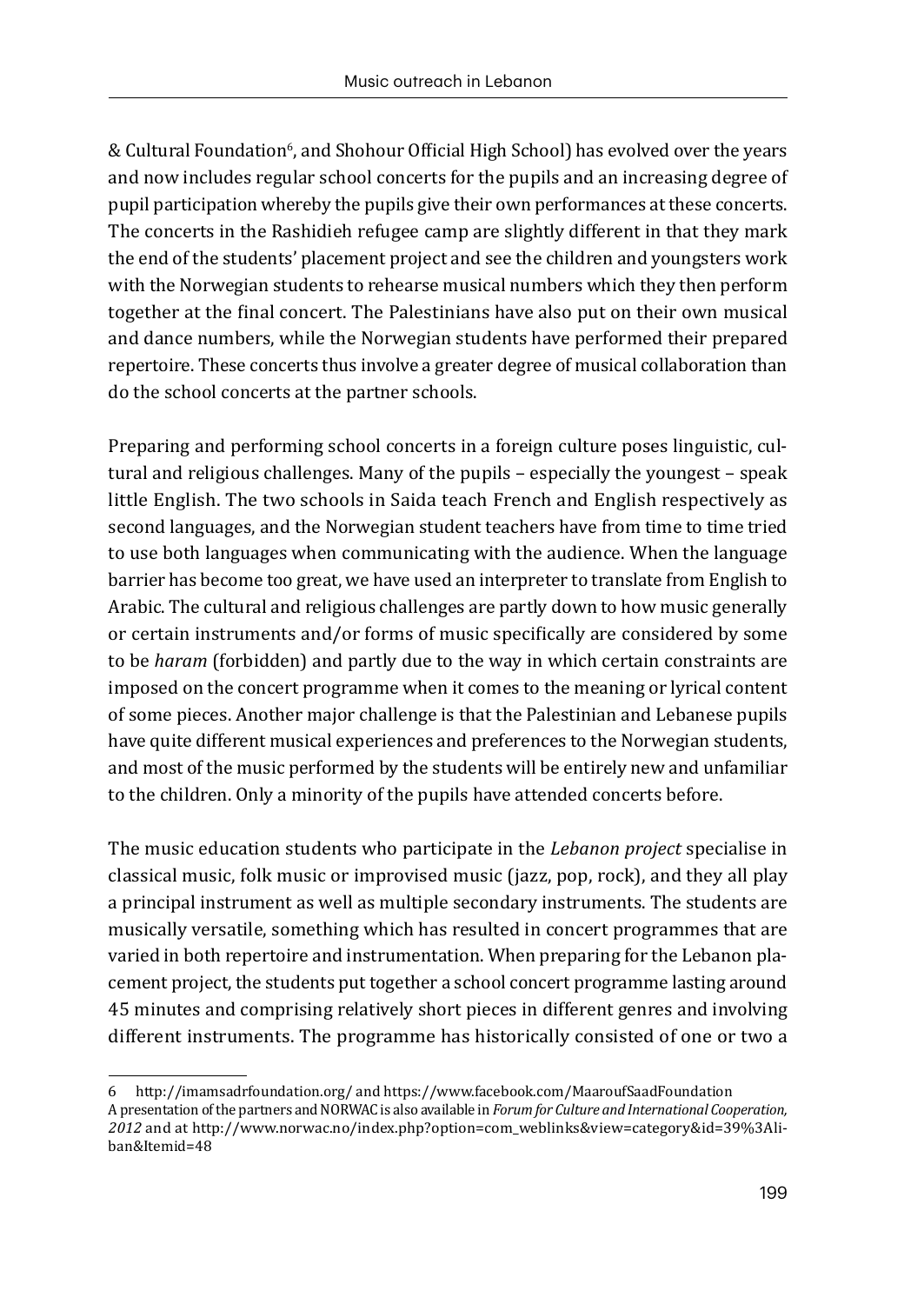& Cultural Foundation[6], and Shohour Official High School) has evolved over the years and now includes regular school concerts for the pupils and an increasing degree of pupil participation whereby the pupils give their own performances at these concerts. The concerts in the Rashidieh refugee camp are slightly different in that they mark the end of the students' placement project and see the children and youngsters work with the Norwegian students to rehearse musical numbers which they then perform together at the final concert. The Palestinians have also put on their own musical and dance numbers, while the Norwegian students have performed their prepared repertoire. These concerts thus involve a greater degree of musical collaboration than do the school concerts at the partner schools.

Preparing and performing school concerts in a foreign culture poses linguistic, cultural and religious challenges. Many of the pupils – especially the youngest – speak little English. The two schools in Saida teach French and English respectively as second languages, and the Norwegian student teachers have from time to time tried to use both languages when communicating with the audience. When the language barrier has become too great, we have used an interpreter to translate from English to Arabic. The cultural and religious challenges are partly down to how music generally or certain instruments and/or forms of music specifically are considered by some to be *haram* (forbidden) and partly due to the way in which certain constraints are imposed on the concert programme when it comes to the meaning or lyrical content of some pieces. Another major challenge is that the Palestinian and Lebanese pupils have quite different musical experiences and preferences to the Norwegian students, and most of the music performed by the students will be entirely new and unfamiliar to the children. Only a minority of the pupils have attended concerts before.

The music education students who participate in the *Lebanon project* specialise in classical music, folk music or improvised music (jazz, pop, rock), and they all play a principal instrument as well as multiple secondary instruments. The students are musically versatile, something which has resulted in concert programmes that are varied in both repertoire and instrumentation. When preparing for the Lebanon placement project, the students put together a school concert programme lasting around 45 minutes and comprising relatively short pieces in different genres and involving different instruments. The programme has historically consisted of one or two a

---

6 http://imamsadrfoundation.org/ and https://www.facebook.com/MaaroufSaadFoundation
A presentation of the partners and NORWAC is also available in *Forum for Culture and International Cooperation, 2012* and at http://www.norwac.no/index.php?option=com_weblinks&view=category&id=39%3Aliban&Itemid=48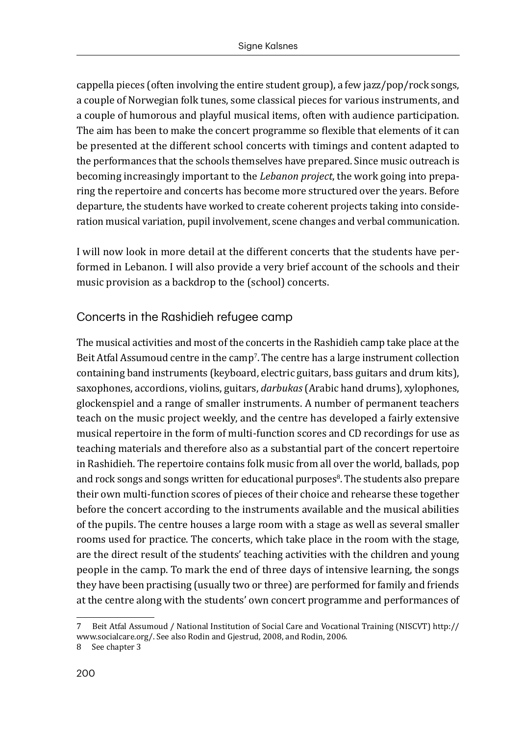cappella pieces (often involving the entire student group), a few jazz/pop/rock songs, a couple of Norwegian folk tunes, some classical pieces for various instruments, and a couple of humorous and playful musical items, often with audience participation. The aim has been to make the concert programme so flexible that elements of it can be presented at the different school concerts with timings and content adapted to the performances that the schools themselves have prepared. Since music outreach is becoming increasingly important to the *Lebanon project*, the work going into preparing the repertoire and concerts has become more structured over the years. Before departure, the students have worked to create coherent projects taking into consideration musical variation, pupil involvement, scene changes and verbal communication.

I will now look in more detail at the different concerts that the students have performed in Lebanon. I will also provide a very brief account of the schools and their music provision as a backdrop to the (school) concerts.

## Concerts in the Rashidieh refugee camp

The musical activities and most of the concerts in the Rashidieh camp take place at the Beit Atfal Assumoud centre in the camp[7]. The centre has a large instrument collection containing band instruments (keyboard, electric guitars, bass guitars and drum kits), saxophones, accordions, violins, guitars, *darbukas* (Arabic hand drums), xylophones, glockenspiel and a range of smaller instruments. A number of permanent teachers teach on the music project weekly, and the centre has developed a fairly extensive musical repertoire in the form of multi-function scores and CD recordings for use as teaching materials and therefore also as a substantial part of the concert repertoire in Rashidieh. The repertoire contains folk music from all over the world, ballads, pop and rock songs and songs written for educational purposes[8]. The students also prepare their own multi-function scores of pieces of their choice and rehearse these together before the concert according to the instruments available and the musical abilities of the pupils. The centre houses a large room with a stage as well as several smaller rooms used for practice. The concerts, which take place in the room with the stage, are the direct result of the students' teaching activities with the children and young people in the camp. To mark the end of three days of intensive learning, the songs they have been practising (usually two or three) are performed for family and friends at the centre along with the students' own concert programme and performances of

---

7 Beit Atfal Assumoud / National Institution of Social Care and Vocational Training (NISCVT) http://www.socialcare.org/. See also Rodin and Gjestrud, 2008, and Rodin, 2006.

8 See chapter 3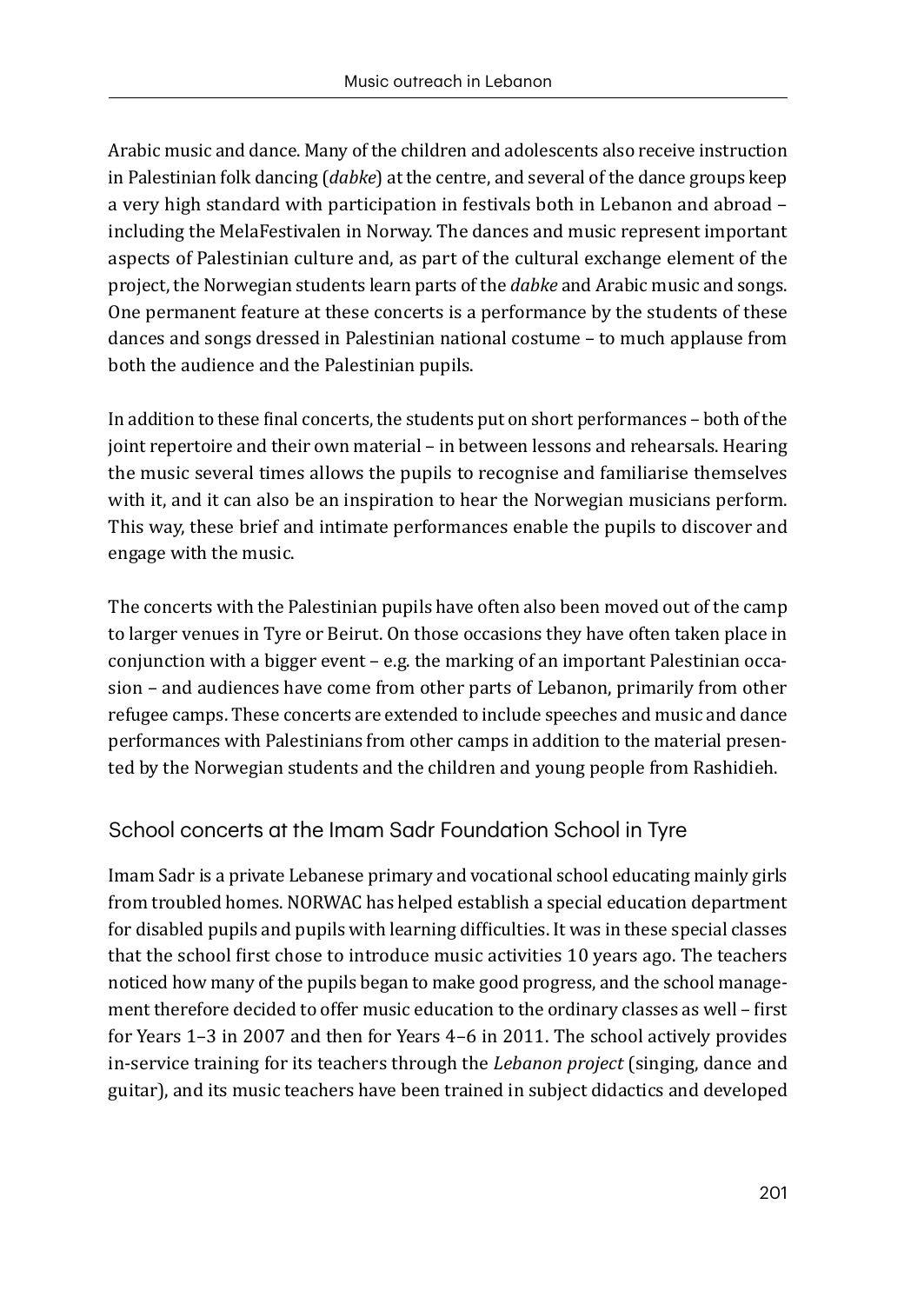Arabic music and dance. Many of the children and adolescents also receive instruction in Palestinian folk dancing (*dabke*) at the centre, and several of the dance groups keep a very high standard with participation in festivals both in Lebanon and abroad – including the MelaFestivalen in Norway. The dances and music represent important aspects of Palestinian culture and, as part of the cultural exchange element of the project, the Norwegian students learn parts of the *dabke* and Arabic music and songs. One permanent feature at these concerts is a performance by the students of these dances and songs dressed in Palestinian national costume – to much applause from both the audience and the Palestinian pupils.

In addition to these final concerts, the students put on short performances – both of the joint repertoire and their own material – in between lessons and rehearsals. Hearing the music several times allows the pupils to recognise and familiarise themselves with it, and it can also be an inspiration to hear the Norwegian musicians perform. This way, these brief and intimate performances enable the pupils to discover and engage with the music.

The concerts with the Palestinian pupils have often also been moved out of the camp to larger venues in Tyre or Beirut. On those occasions they have often taken place in conjunction with a bigger event – e.g. the marking of an important Palestinian occasion – and audiences have come from other parts of Lebanon, primarily from other refugee camps. These concerts are extended to include speeches and music and dance performances with Palestinians from other camps in addition to the material presented by the Norwegian students and the children and young people from Rashidieh.

## School concerts at the Imam Sadr Foundation School in Tyre

Imam Sadr is a private Lebanese primary and vocational school educating mainly girls from troubled homes. NORWAC has helped establish a special education department for disabled pupils and pupils with learning difficulties. It was in these special classes that the school first chose to introduce music activities 10 years ago. The teachers noticed how many of the pupils began to make good progress, and the school management therefore decided to offer music education to the ordinary classes as well – first for Years 1–3 in 2007 and then for Years 4–6 in 2011. The school actively provides in-service training for its teachers through the *Lebanon project* (singing, dance and guitar), and its music teachers have been trained in subject didactics and developed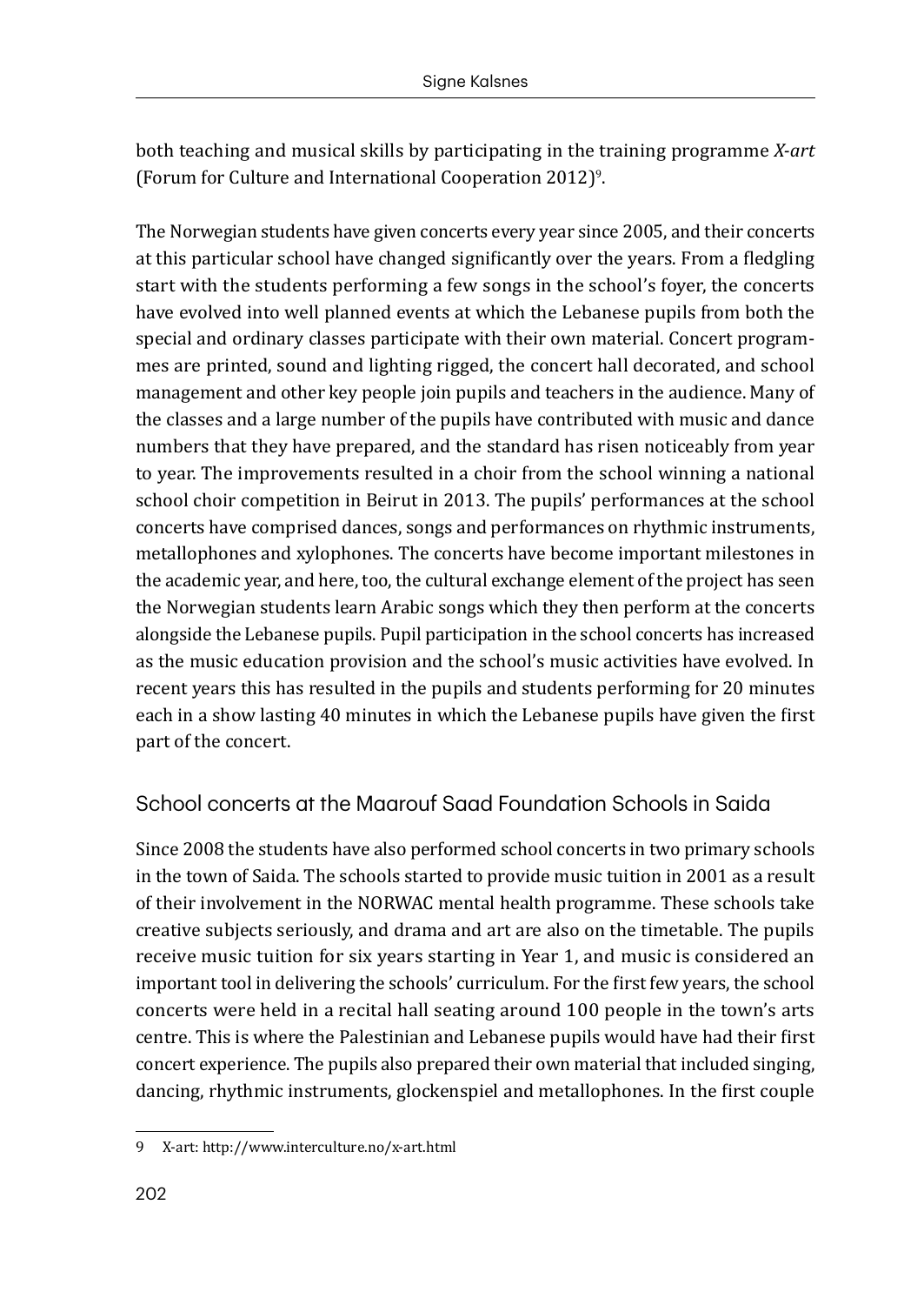both teaching and musical skills by participating in the training programme *X-art* (Forum for Culture and International Cooperation 2012)[9].

The Norwegian students have given concerts every year since 2005, and their concerts at this particular school have changed significantly over the years. From a fledgling start with the students performing a few songs in the school's foyer, the concerts have evolved into well planned events at which the Lebanese pupils from both the special and ordinary classes participate with their own material. Concert programmes are printed, sound and lighting rigged, the concert hall decorated, and school management and other key people join pupils and teachers in the audience. Many of the classes and a large number of the pupils have contributed with music and dance numbers that they have prepared, and the standard has risen noticeably from year to year. The improvements resulted in a choir from the school winning a national school choir competition in Beirut in 2013. The pupils' performances at the school concerts have comprised dances, songs and performances on rhythmic instruments, metallophones and xylophones. The concerts have become important milestones in the academic year, and here, too, the cultural exchange element of the project has seen the Norwegian students learn Arabic songs which they then perform at the concerts alongside the Lebanese pupils. Pupil participation in the school concerts has increased as the music education provision and the school's music activities have evolved. In recent years this has resulted in the pupils and students performing for 20 minutes each in a show lasting 40 minutes in which the Lebanese pupils have given the first part of the concert.

## School concerts at the Maarouf Saad Foundation Schools in Saida

Since 2008 the students have also performed school concerts in two primary schools in the town of Saida. The schools started to provide music tuition in 2001 as a result of their involvement in the NORWAC mental health programme. These schools take creative subjects seriously, and drama and art are also on the timetable. The pupils receive music tuition for six years starting in Year 1, and music is considered an important tool in delivering the schools' curriculum. For the first few years, the school concerts were held in a recital hall seating around 100 people in the town's arts centre. This is where the Palestinian and Lebanese pupils would have had their first concert experience. The pupils also prepared their own material that included singing, dancing, rhythmic instruments, glockenspiel and metallophones. In the first couple

9 X-art: http://www.interculture.no/x-art.html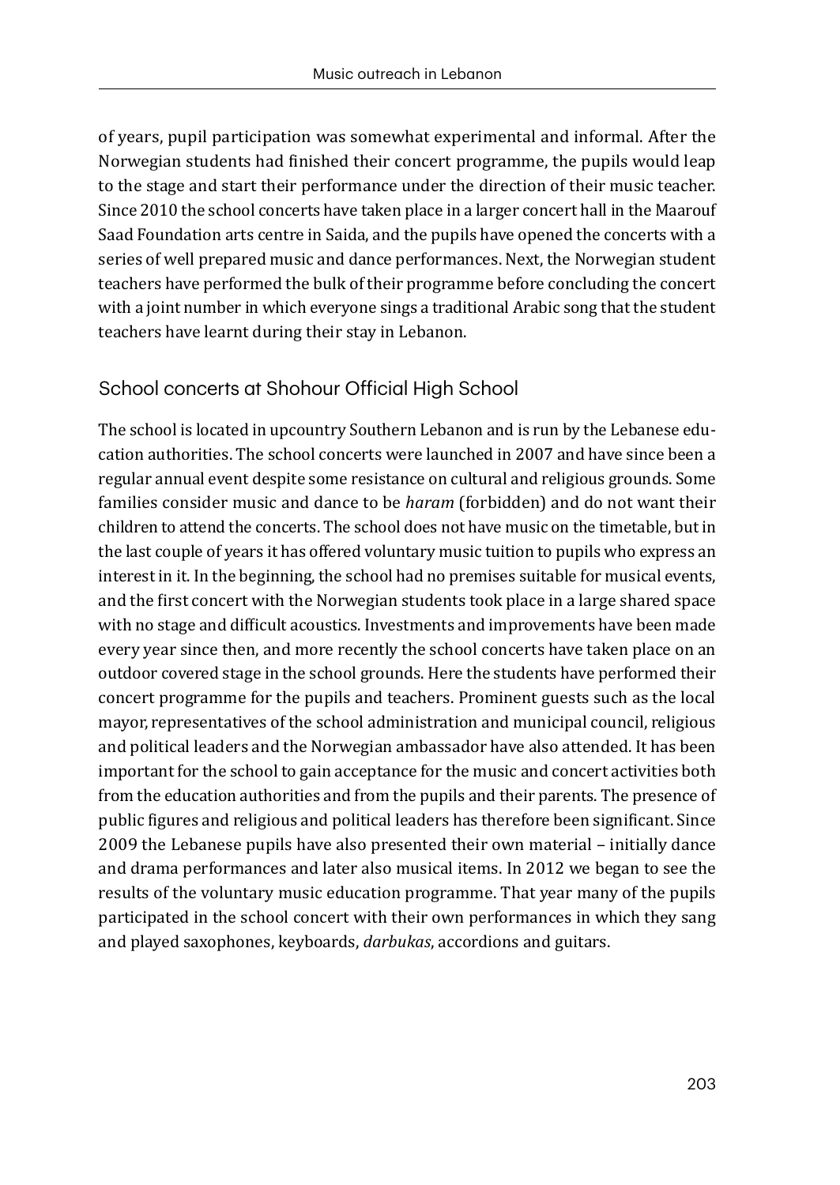of years, pupil participation was somewhat experimental and informal. After the Norwegian students had finished their concert programme, the pupils would leap to the stage and start their performance under the direction of their music teacher. Since 2010 the school concerts have taken place in a larger concert hall in the Maarouf Saad Foundation arts centre in Saida, and the pupils have opened the concerts with a series of well prepared music and dance performances. Next, the Norwegian student teachers have performed the bulk of their programme before concluding the concert with a joint number in which everyone sings a traditional Arabic song that the student teachers have learnt during their stay in Lebanon.

## School concerts at Shohour Official High School

The school is located in upcountry Southern Lebanon and is run by the Lebanese education authorities. The school concerts were launched in 2007 and have since been a regular annual event despite some resistance on cultural and religious grounds. Some families consider music and dance to be *haram* (forbidden) and do not want their children to attend the concerts. The school does not have music on the timetable, but in the last couple of years it has offered voluntary music tuition to pupils who express an interest in it. In the beginning, the school had no premises suitable for musical events, and the first concert with the Norwegian students took place in a large shared space with no stage and difficult acoustics. Investments and improvements have been made every year since then, and more recently the school concerts have taken place on an outdoor covered stage in the school grounds. Here the students have performed their concert programme for the pupils and teachers. Prominent guests such as the local mayor, representatives of the school administration and municipal council, religious and political leaders and the Norwegian ambassador have also attended. It has been important for the school to gain acceptance for the music and concert activities both from the education authorities and from the pupils and their parents. The presence of public figures and religious and political leaders has therefore been significant. Since 2009 the Lebanese pupils have also presented their own material – initially dance and drama performances and later also musical items. In 2012 we began to see the results of the voluntary music education programme. That year many of the pupils participated in the school concert with their own performances in which they sang and played saxophones, keyboards, *darbukas*, accordions and guitars.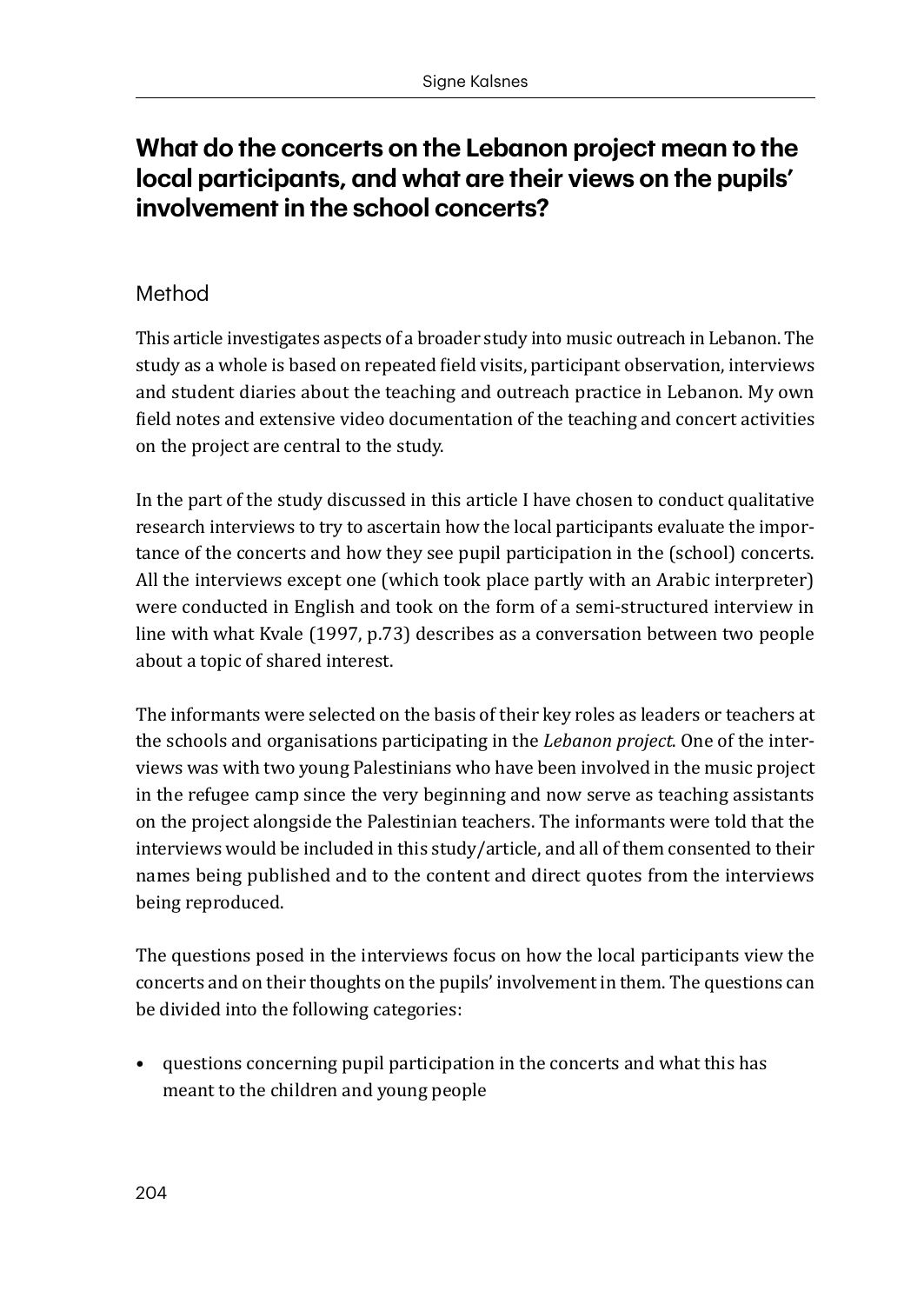## What do the concerts on the Lebanon project mean to the local participants, and what are their views on the pupils' involvement in the school concerts?

### Method

This article investigates aspects of a broader study into music outreach in Lebanon. The study as a whole is based on repeated field visits, participant observation, interviews and student diaries about the teaching and outreach practice in Lebanon. My own field notes and extensive video documentation of the teaching and concert activities on the project are central to the study.

In the part of the study discussed in this article I have chosen to conduct qualitative research interviews to try to ascertain how the local participants evaluate the importance of the concerts and how they see pupil participation in the (school) concerts. All the interviews except one (which took place partly with an Arabic interpreter) were conducted in English and took on the form of a semi-structured interview in line with what Kvale (1997, p.73) describes as a conversation between two people about a topic of shared interest.

The informants were selected on the basis of their key roles as leaders or teachers at the schools and organisations participating in the *Lebanon project*. One of the interviews was with two young Palestinians who have been involved in the music project in the refugee camp since the very beginning and now serve as teaching assistants on the project alongside the Palestinian teachers. The informants were told that the interviews would be included in this study/article, and all of them consented to their names being published and to the content and direct quotes from the interviews being reproduced.

The questions posed in the interviews focus on how the local participants view the concerts and on their thoughts on the pupils' involvement in them. The questions can be divided into the following categories:

- questions concerning pupil participation in the concerts and what this has meant to the children and young people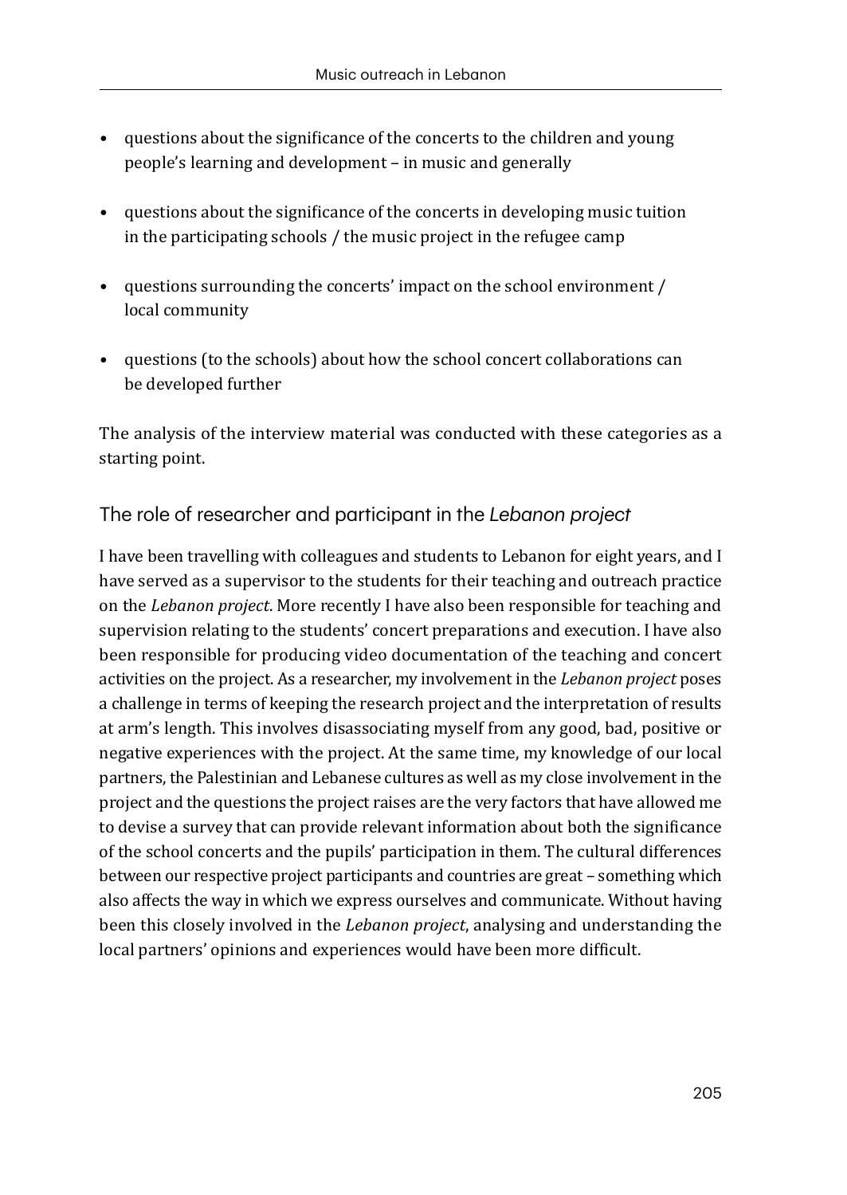- questions about the significance of the concerts to the children and young people's learning and development – in music and generally
- questions about the significance of the concerts in developing music tuition in the participating schools / the music project in the refugee camp
- questions surrounding the concerts' impact on the school environment / local community
- questions (to the schools) about how the school concert collaborations can be developed further

The analysis of the interview material was conducted with these categories as a starting point.

## The role of researcher and participant in the *Lebanon project*

I have been travelling with colleagues and students to Lebanon for eight years, and I have served as a supervisor to the students for their teaching and outreach practice on the *Lebanon project*. More recently I have also been responsible for teaching and supervision relating to the students' concert preparations and execution. I have also been responsible for producing video documentation of the teaching and concert activities on the project. As a researcher, my involvement in the *Lebanon project* poses a challenge in terms of keeping the research project and the interpretation of results at arm's length. This involves disassociating myself from any good, bad, positive or negative experiences with the project. At the same time, my knowledge of our local partners, the Palestinian and Lebanese cultures as well as my close involvement in the project and the questions the project raises are the very factors that have allowed me to devise a survey that can provide relevant information about both the significance of the school concerts and the pupils' participation in them. The cultural differences between our respective project participants and countries are great – something which also affects the way in which we express ourselves and communicate. Without having been this closely involved in the *Lebanon project*, analysing and understanding the local partners' opinions and experiences would have been more difficult.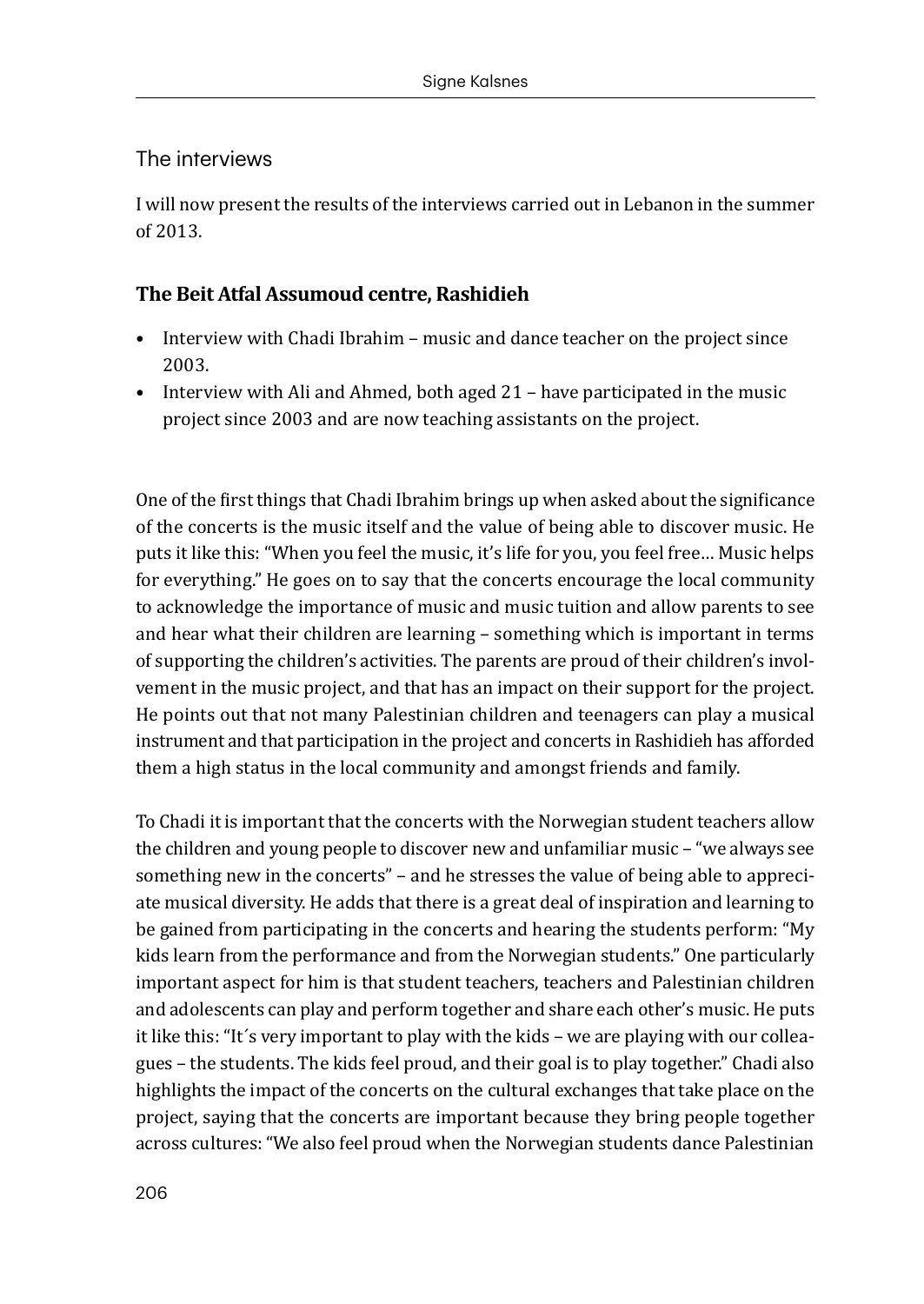## The interviews

I will now present the results of the interviews carried out in Lebanon in the summer of 2013.

### The Beit Atfal Assumoud centre, Rashidieh

- Interview with Chadi Ibrahim – music and dance teacher on the project since 2003.
- Interview with Ali and Ahmed, both aged 21 – have participated in the music project since 2003 and are now teaching assistants on the project.

One of the first things that Chadi Ibrahim brings up when asked about the significance of the concerts is the music itself and the value of being able to discover music. He puts it like this: "When you feel the music, it's life for you, you feel free… Music helps for everything." He goes on to say that the concerts encourage the local community to acknowledge the importance of music and music tuition and allow parents to see and hear what their children are learning – something which is important in terms of supporting the children's activities. The parents are proud of their children's involvement in the music project, and that has an impact on their support for the project. He points out that not many Palestinian children and teenagers can play a musical instrument and that participation in the project and concerts in Rashidieh has afforded them a high status in the local community and amongst friends and family.

To Chadi it is important that the concerts with the Norwegian student teachers allow the children and young people to discover new and unfamiliar music – "we always see something new in the concerts" – and he stresses the value of being able to appreciate musical diversity. He adds that there is a great deal of inspiration and learning to be gained from participating in the concerts and hearing the students perform: "My kids learn from the performance and from the Norwegian students." One particularly important aspect for him is that student teachers, teachers and Palestinian children and adolescents can play and perform together and share each other's music. He puts it like this: "It´s very important to play with the kids – we are playing with our colleagues – the students. The kids feel proud, and their goal is to play together." Chadi also highlights the impact of the concerts on the cultural exchanges that take place on the project, saying that the concerts are important because they bring people together across cultures: "We also feel proud when the Norwegian students dance Palestinian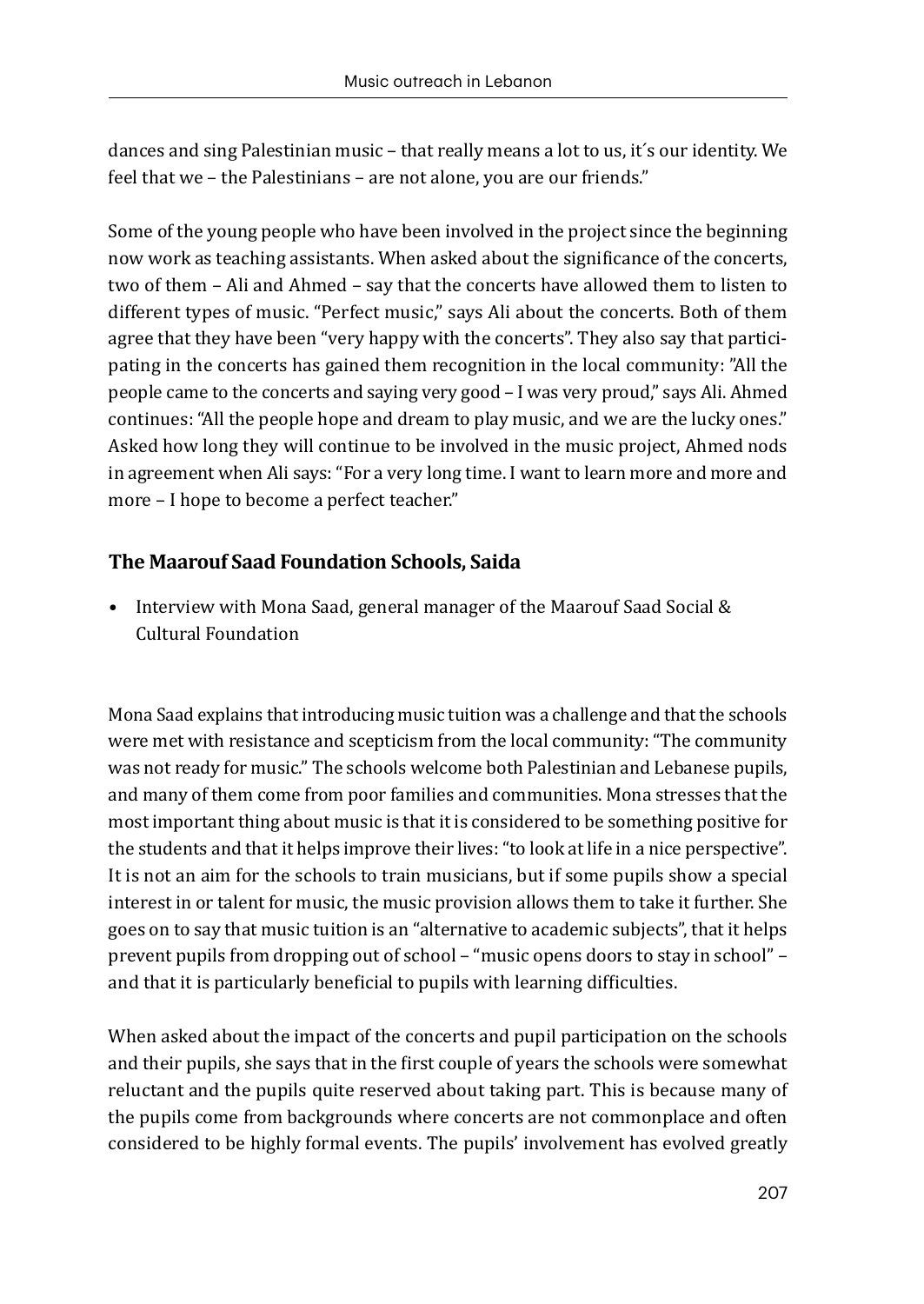dances and sing Palestinian music – that really means a lot to us, it´s our identity. We feel that we – the Palestinians – are not alone, you are our friends."

Some of the young people who have been involved in the project since the beginning now work as teaching assistants. When asked about the significance of the concerts, two of them – Ali and Ahmed – say that the concerts have allowed them to listen to different types of music. "Perfect music," says Ali about the concerts. Both of them agree that they have been "very happy with the concerts". They also say that participating in the concerts has gained them recognition in the local community: "All the people came to the concerts and saying very good – I was very proud," says Ali. Ahmed continues: "All the people hope and dream to play music, and we are the lucky ones." Asked how long they will continue to be involved in the music project, Ahmed nods in agreement when Ali says: "For a very long time. I want to learn more and more and more – I hope to become a perfect teacher."

### The Maarouf Saad Foundation Schools, Saida

- Interview with Mona Saad, general manager of the Maarouf Saad Social & Cultural Foundation

Mona Saad explains that introducing music tuition was a challenge and that the schools were met with resistance and scepticism from the local community: "The community was not ready for music." The schools welcome both Palestinian and Lebanese pupils, and many of them come from poor families and communities. Mona stresses that the most important thing about music is that it is considered to be something positive for the students and that it helps improve their lives: "to look at life in a nice perspective". It is not an aim for the schools to train musicians, but if some pupils show a special interest in or talent for music, the music provision allows them to take it further. She goes on to say that music tuition is an "alternative to academic subjects", that it helps prevent pupils from dropping out of school – "music opens doors to stay in school" – and that it is particularly beneficial to pupils with learning difficulties.

When asked about the impact of the concerts and pupil participation on the schools and their pupils, she says that in the first couple of years the schools were somewhat reluctant and the pupils quite reserved about taking part. This is because many of the pupils come from backgrounds where concerts are not commonplace and often considered to be highly formal events. The pupils' involvement has evolved greatly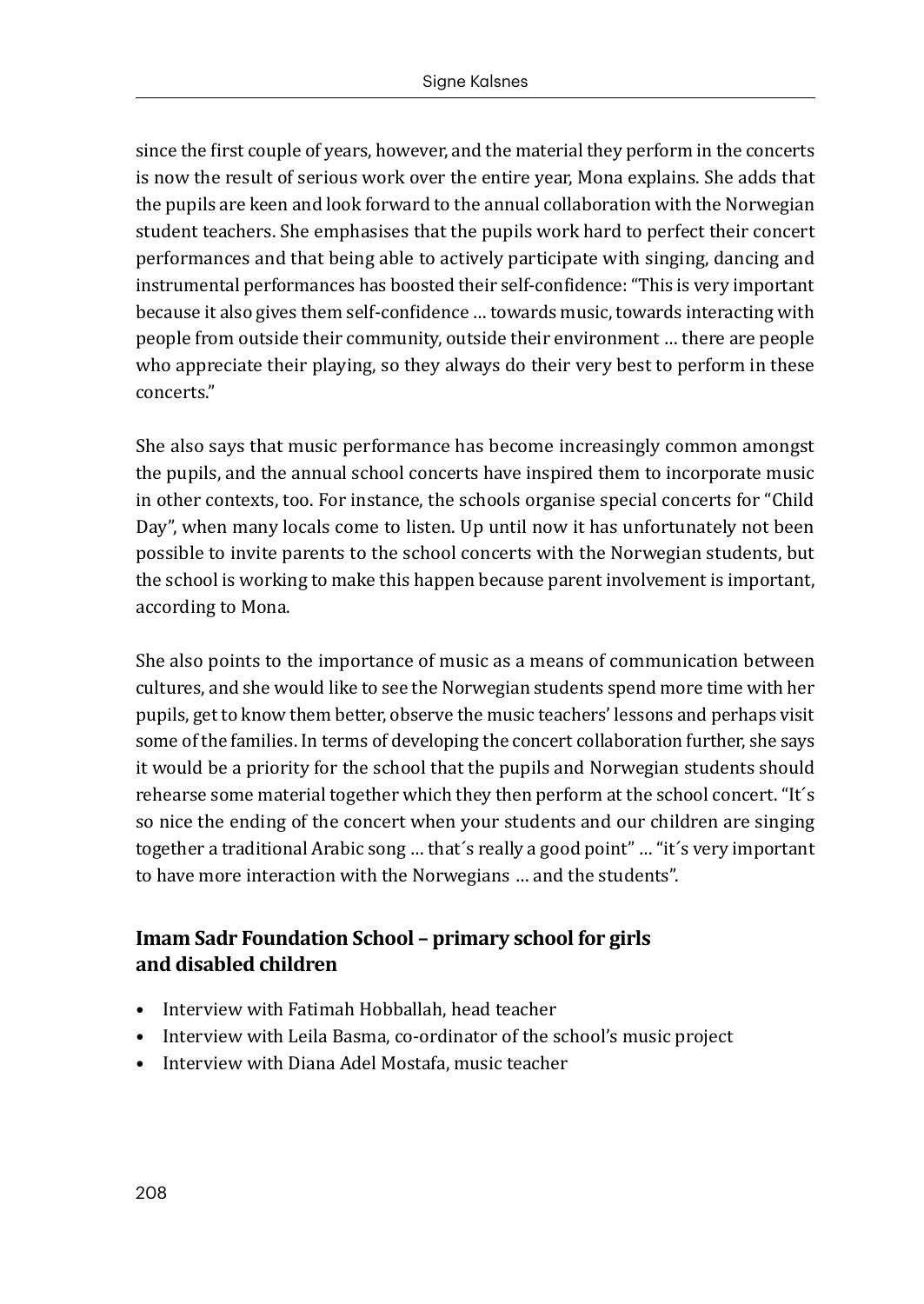since the first couple of years, however, and the material they perform in the concerts is now the result of serious work over the entire year, Mona explains. She adds that the pupils are keen and look forward to the annual collaboration with the Norwegian student teachers. She emphasises that the pupils work hard to perfect their concert performances and that being able to actively participate with singing, dancing and instrumental performances has boosted their self-confidence: "This is very important because it also gives them self-confidence … towards music, towards interacting with people from outside their community, outside their environment … there are people who appreciate their playing, so they always do their very best to perform in these concerts."

She also says that music performance has become increasingly common amongst the pupils, and the annual school concerts have inspired them to incorporate music in other contexts, too. For instance, the schools organise special concerts for "Child Day", when many locals come to listen. Up until now it has unfortunately not been possible to invite parents to the school concerts with the Norwegian students, but the school is working to make this happen because parent involvement is important, according to Mona.

She also points to the importance of music as a means of communication between cultures, and she would like to see the Norwegian students spend more time with her pupils, get to know them better, observe the music teachers' lessons and perhaps visit some of the families. In terms of developing the concert collaboration further, she says it would be a priority for the school that the pupils and Norwegian students should rehearse some material together which they then perform at the school concert. "It´s so nice the ending of the concert when your students and our children are singing together a traditional Arabic song … that´s really a good point" … "it´s very important to have more interaction with the Norwegians … and the students".

### Imam Sadr Foundation School – primary school for girls and disabled children

- Interview with Fatimah Hobballah, head teacher
- Interview with Leila Basma, co-ordinator of the school's music project
- Interview with Diana Adel Mostafa, music teacher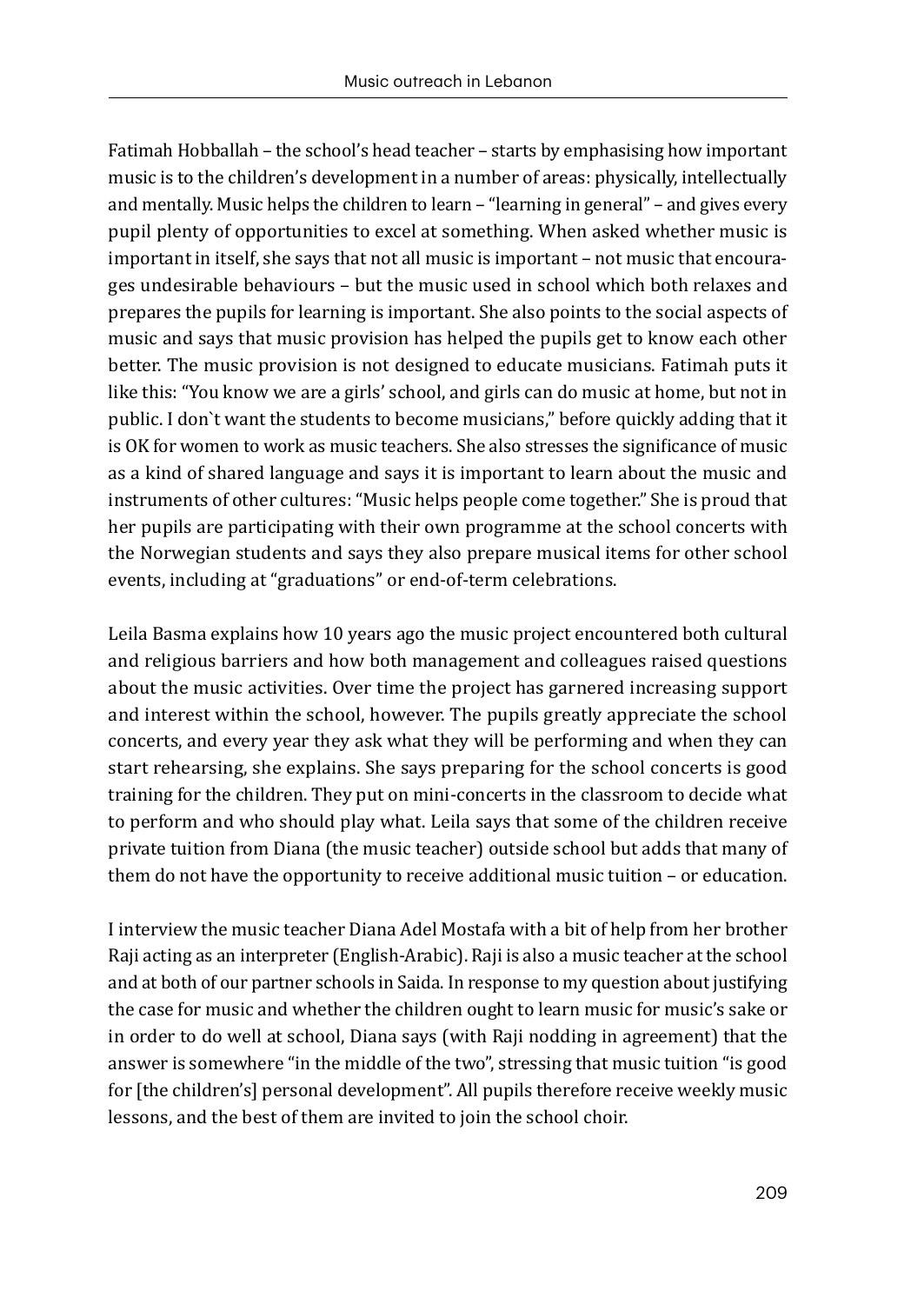Fatimah Hobballah – the school's head teacher – starts by emphasising how important music is to the children's development in a number of areas: physically, intellectually and mentally. Music helps the children to learn – "learning in general" – and gives every pupil plenty of opportunities to excel at something. When asked whether music is important in itself, she says that not all music is important – not music that encourages undesirable behaviours – but the music used in school which both relaxes and prepares the pupils for learning is important. She also points to the social aspects of music and says that music provision has helped the pupils get to know each other better. The music provision is not designed to educate musicians. Fatimah puts it like this: "You know we are a girls' school, and girls can do music at home, but not in public. I don`t want the students to become musicians," before quickly adding that it is OK for women to work as music teachers. She also stresses the significance of music as a kind of shared language and says it is important to learn about the music and instruments of other cultures: "Music helps people come together." She is proud that her pupils are participating with their own programme at the school concerts with the Norwegian students and says they also prepare musical items for other school events, including at "graduations" or end-of-term celebrations.

Leila Basma explains how 10 years ago the music project encountered both cultural and religious barriers and how both management and colleagues raised questions about the music activities. Over time the project has garnered increasing support and interest within the school, however. The pupils greatly appreciate the school concerts, and every year they ask what they will be performing and when they can start rehearsing, she explains. She says preparing for the school concerts is good training for the children. They put on mini-concerts in the classroom to decide what to perform and who should play what. Leila says that some of the children receive private tuition from Diana (the music teacher) outside school but adds that many of them do not have the opportunity to receive additional music tuition – or education.

I interview the music teacher Diana Adel Mostafa with a bit of help from her brother Raji acting as an interpreter (English-Arabic). Raji is also a music teacher at the school and at both of our partner schools in Saida. In response to my question about justifying the case for music and whether the children ought to learn music for music's sake or in order to do well at school, Diana says (with Raji nodding in agreement) that the answer is somewhere "in the middle of the two", stressing that music tuition "is good for [the children's] personal development". All pupils therefore receive weekly music lessons, and the best of them are invited to join the school choir.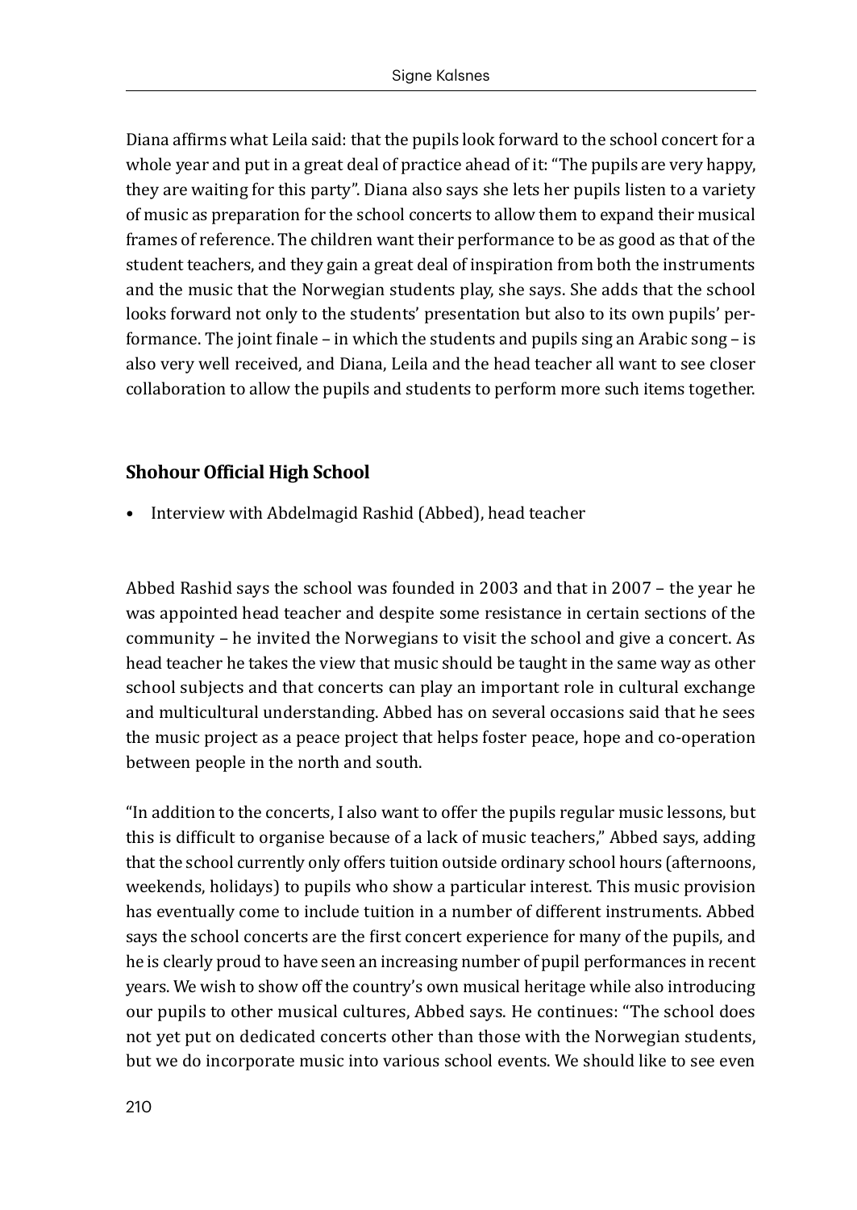Diana affirms what Leila said: that the pupils look forward to the school concert for a whole year and put in a great deal of practice ahead of it: "The pupils are very happy, they are waiting for this party". Diana also says she lets her pupils listen to a variety of music as preparation for the school concerts to allow them to expand their musical frames of reference. The children want their performance to be as good as that of the student teachers, and they gain a great deal of inspiration from both the instruments and the music that the Norwegian students play, she says. She adds that the school looks forward not only to the students' presentation but also to its own pupils' performance. The joint finale – in which the students and pupils sing an Arabic song – is also very well received, and Diana, Leila and the head teacher all want to see closer collaboration to allow the pupils and students to perform more such items together.

### Shohour Official High School

- Interview with Abdelmagid Rashid (Abbed), head teacher

Abbed Rashid says the school was founded in 2003 and that in 2007 – the year he was appointed head teacher and despite some resistance in certain sections of the community – he invited the Norwegians to visit the school and give a concert. As head teacher he takes the view that music should be taught in the same way as other school subjects and that concerts can play an important role in cultural exchange and multicultural understanding. Abbed has on several occasions said that he sees the music project as a peace project that helps foster peace, hope and co-operation between people in the north and south.

"In addition to the concerts, I also want to offer the pupils regular music lessons, but this is difficult to organise because of a lack of music teachers," Abbed says, adding that the school currently only offers tuition outside ordinary school hours (afternoons, weekends, holidays) to pupils who show a particular interest. This music provision has eventually come to include tuition in a number of different instruments. Abbed says the school concerts are the first concert experience for many of the pupils, and he is clearly proud to have seen an increasing number of pupil performances in recent years. We wish to show off the country's own musical heritage while also introducing our pupils to other musical cultures, Abbed says. He continues: "The school does not yet put on dedicated concerts other than those with the Norwegian students, but we do incorporate music into various school events. We should like to see even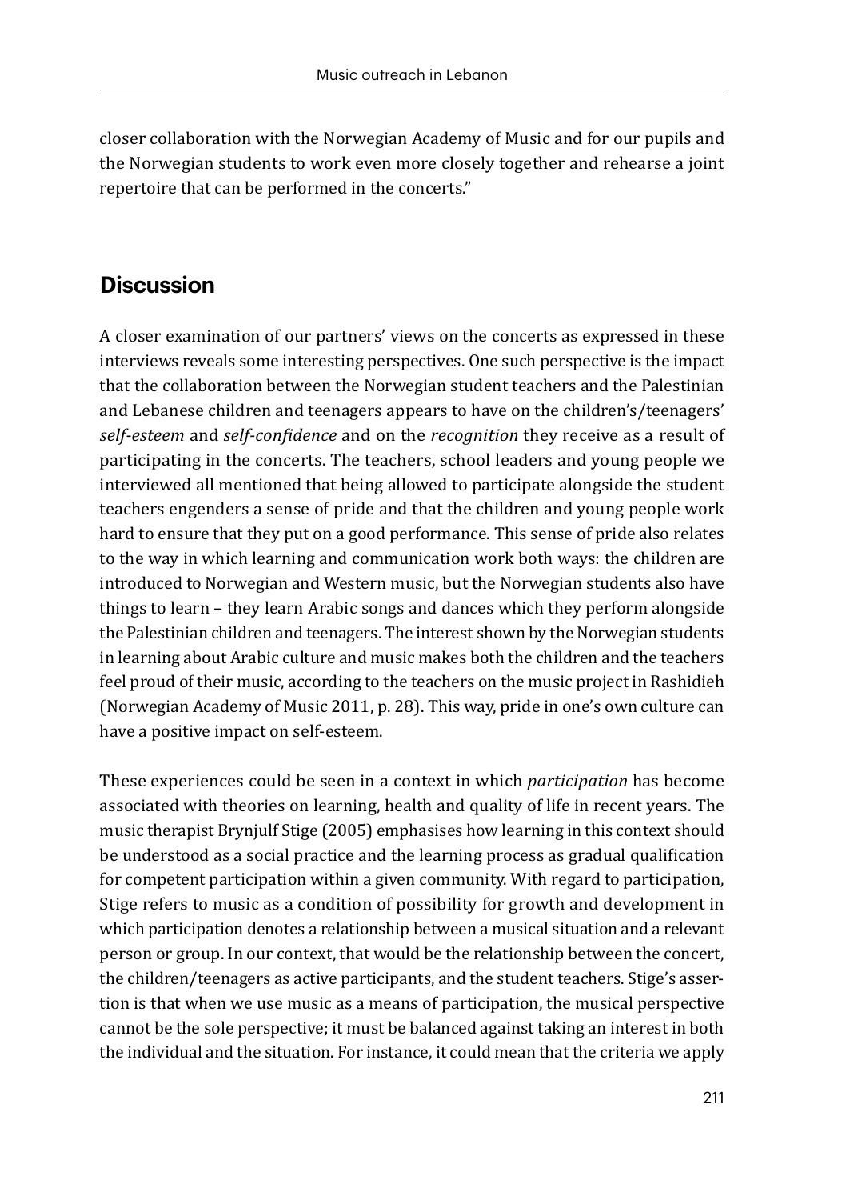closer collaboration with the Norwegian Academy of Music and for our pupils and the Norwegian students to work even more closely together and rehearse a joint repertoire that can be performed in the concerts."

## Discussion

A closer examination of our partners' views on the concerts as expressed in these interviews reveals some interesting perspectives. One such perspective is the impact that the collaboration between the Norwegian student teachers and the Palestinian and Lebanese children and teenagers appears to have on the children's/teenagers' *self-esteem* and *self-confidence* and on the *recognition* they receive as a result of participating in the concerts. The teachers, school leaders and young people we interviewed all mentioned that being allowed to participate alongside the student teachers engenders a sense of pride and that the children and young people work hard to ensure that they put on a good performance. This sense of pride also relates to the way in which learning and communication work both ways: the children are introduced to Norwegian and Western music, but the Norwegian students also have things to learn – they learn Arabic songs and dances which they perform alongside the Palestinian children and teenagers. The interest shown by the Norwegian students in learning about Arabic culture and music makes both the children and the teachers feel proud of their music, according to the teachers on the music project in Rashidieh (Norwegian Academy of Music 2011, p. 28). This way, pride in one's own culture can have a positive impact on self-esteem.

These experiences could be seen in a context in which *participation* has become associated with theories on learning, health and quality of life in recent years. The music therapist Brynjulf Stige (2005) emphasises how learning in this context should be understood as a social practice and the learning process as gradual qualification for competent participation within a given community. With regard to participation, Stige refers to music as a condition of possibility for growth and development in which participation denotes a relationship between a musical situation and a relevant person or group. In our context, that would be the relationship between the concert, the children/teenagers as active participants, and the student teachers. Stige's assertion is that when we use music as a means of participation, the musical perspective cannot be the sole perspective; it must be balanced against taking an interest in both the individual and the situation. For instance, it could mean that the criteria we apply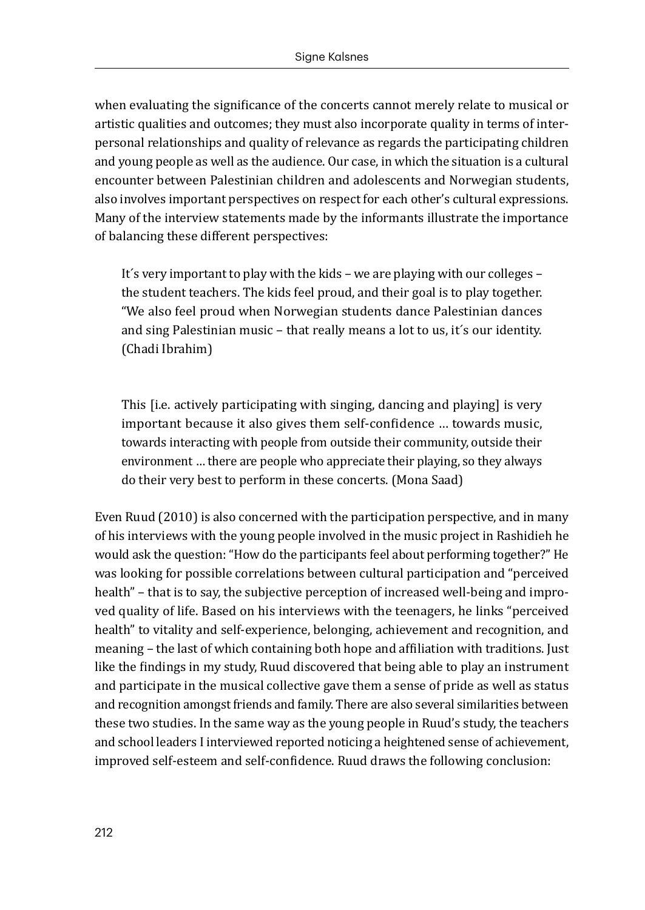when evaluating the significance of the concerts cannot merely relate to musical or artistic qualities and outcomes; they must also incorporate quality in terms of interpersonal relationships and quality of relevance as regards the participating children and young people as well as the audience. Our case, in which the situation is a cultural encounter between Palestinian children and adolescents and Norwegian students, also involves important perspectives on respect for each other's cultural expressions. Many of the interview statements made by the informants illustrate the importance of balancing these different perspectives:

> It´s very important to play with the kids – we are playing with our colleges – the student teachers. The kids feel proud, and their goal is to play together. "We also feel proud when Norwegian students dance Palestinian dances and sing Palestinian music – that really means a lot to us, it´s our identity. (Chadi Ibrahim)

> This [i.e. actively participating with singing, dancing and playing] is very important because it also gives them self-confidence … towards music, towards interacting with people from outside their community, outside their environment … there are people who appreciate their playing, so they always do their very best to perform in these concerts. (Mona Saad)

Even Ruud (2010) is also concerned with the participation perspective, and in many of his interviews with the young people involved in the music project in Rashidieh he would ask the question: "How do the participants feel about performing together?" He was looking for possible correlations between cultural participation and "perceived health" – that is to say, the subjective perception of increased well-being and improved quality of life. Based on his interviews with the teenagers, he links "perceived health" to vitality and self-experience, belonging, achievement and recognition, and meaning – the last of which containing both hope and affiliation with traditions. Just like the findings in my study, Ruud discovered that being able to play an instrument and participate in the musical collective gave them a sense of pride as well as status and recognition amongst friends and family. There are also several similarities between these two studies. In the same way as the young people in Ruud's study, the teachers and school leaders I interviewed reported noticing a heightened sense of achievement, improved self-esteem and self-confidence. Ruud draws the following conclusion: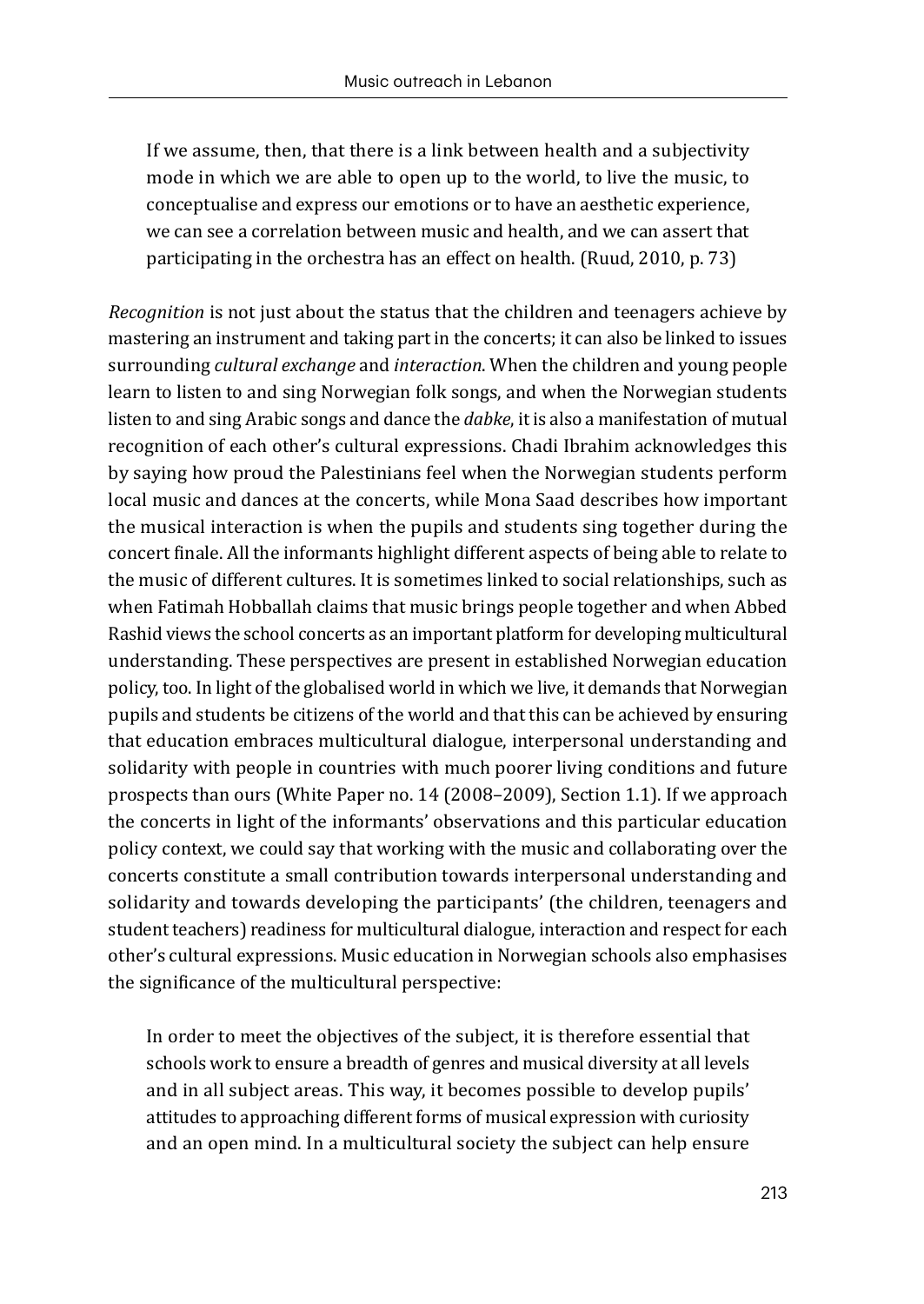> If we assume, then, that there is a link between health and a subjectivity mode in which we are able to open up to the world, to live the music, to conceptualise and express our emotions or to have an aesthetic experience, we can see a correlation between music and health, and we can assert that participating in the orchestra has an effect on health. (Ruud, 2010, p. 73)

*Recognition* is not just about the status that the children and teenagers achieve by mastering an instrument and taking part in the concerts; it can also be linked to issues surrounding *cultural exchange* and *interaction*. When the children and young people learn to listen to and sing Norwegian folk songs, and when the Norwegian students listen to and sing Arabic songs and dance the *dabke*, it is also a manifestation of mutual recognition of each other's cultural expressions. Chadi Ibrahim acknowledges this by saying how proud the Palestinians feel when the Norwegian students perform local music and dances at the concerts, while Mona Saad describes how important the musical interaction is when the pupils and students sing together during the concert finale. All the informants highlight different aspects of being able to relate to the music of different cultures. It is sometimes linked to social relationships, such as when Fatimah Hobballah claims that music brings people together and when Abbed Rashid views the school concerts as an important platform for developing multicultural understanding. These perspectives are present in established Norwegian education policy, too. In light of the globalised world in which we live, it demands that Norwegian pupils and students be citizens of the world and that this can be achieved by ensuring that education embraces multicultural dialogue, interpersonal understanding and solidarity with people in countries with much poorer living conditions and future prospects than ours (White Paper no. 14 (2008–2009), Section 1.1). If we approach the concerts in light of the informants' observations and this particular education policy context, we could say that working with the music and collaborating over the concerts constitute a small contribution towards interpersonal understanding and solidarity and towards developing the participants' (the children, teenagers and student teachers) readiness for multicultural dialogue, interaction and respect for each other's cultural expressions. Music education in Norwegian schools also emphasises the significance of the multicultural perspective:

> In order to meet the objectives of the subject, it is therefore essential that schools work to ensure a breadth of genres and musical diversity at all levels and in all subject areas. This way, it becomes possible to develop pupils' attitudes to approaching different forms of musical expression with curiosity and an open mind. In a multicultural society the subject can help ensure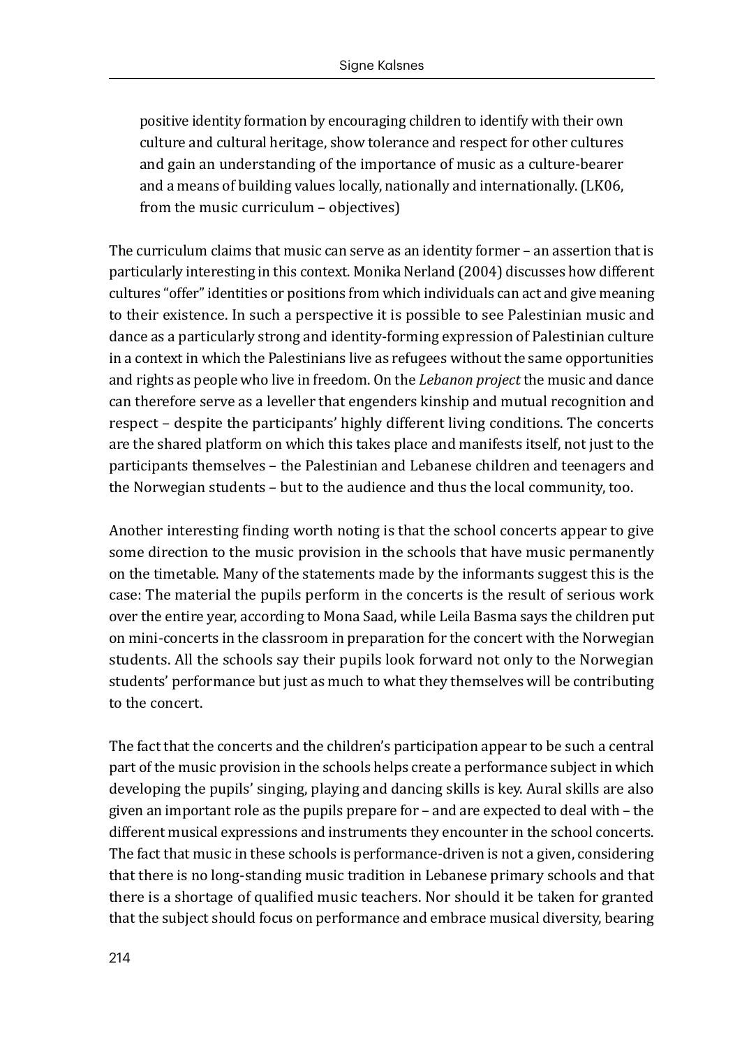> positive identity formation by encouraging children to identify with their own culture and cultural heritage, show tolerance and respect for other cultures and gain an understanding of the importance of music as a culture-bearer and a means of building values locally, nationally and internationally. (LK06, from the music curriculum – objectives)

The curriculum claims that music can serve as an identity former – an assertion that is particularly interesting in this context. Monika Nerland (2004) discusses how different cultures "offer" identities or positions from which individuals can act and give meaning to their existence. In such a perspective it is possible to see Palestinian music and dance as a particularly strong and identity-forming expression of Palestinian culture in a context in which the Palestinians live as refugees without the same opportunities and rights as people who live in freedom. On the *Lebanon project* the music and dance can therefore serve as a leveller that engenders kinship and mutual recognition and respect – despite the participants' highly different living conditions. The concerts are the shared platform on which this takes place and manifests itself, not just to the participants themselves – the Palestinian and Lebanese children and teenagers and the Norwegian students – but to the audience and thus the local community, too.

Another interesting finding worth noting is that the school concerts appear to give some direction to the music provision in the schools that have music permanently on the timetable. Many of the statements made by the informants suggest this is the case: The material the pupils perform in the concerts is the result of serious work over the entire year, according to Mona Saad, while Leila Basma says the children put on mini-concerts in the classroom in preparation for the concert with the Norwegian students. All the schools say their pupils look forward not only to the Norwegian students' performance but just as much to what they themselves will be contributing to the concert.

The fact that the concerts and the children's participation appear to be such a central part of the music provision in the schools helps create a performance subject in which developing the pupils' singing, playing and dancing skills is key. Aural skills are also given an important role as the pupils prepare for – and are expected to deal with – the different musical expressions and instruments they encounter in the school concerts. The fact that music in these schools is performance-driven is not a given, considering that there is no long-standing music tradition in Lebanese primary schools and that there is a shortage of qualified music teachers. Nor should it be taken for granted that the subject should focus on performance and embrace musical diversity, bearing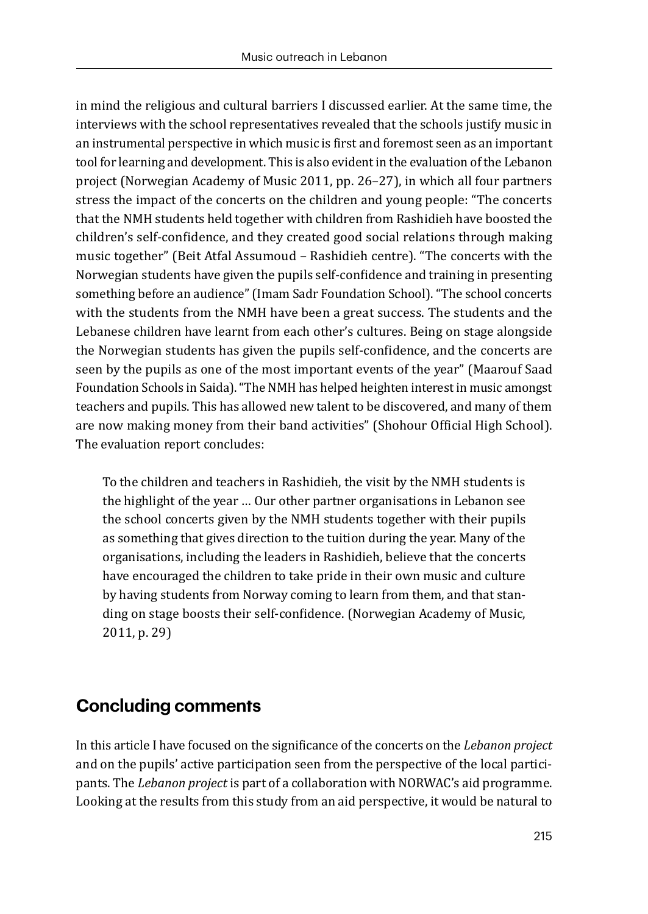in mind the religious and cultural barriers I discussed earlier. At the same time, the interviews with the school representatives revealed that the schools justify music in an instrumental perspective in which music is first and foremost seen as an important tool for learning and development. This is also evident in the evaluation of the Lebanon project (Norwegian Academy of Music 2011, pp. 26–27), in which all four partners stress the impact of the concerts on the children and young people: "The concerts that the NMH students held together with children from Rashidieh have boosted the children's self-confidence, and they created good social relations through making music together" (Beit Atfal Assumoud – Rashidieh centre). "The concerts with the Norwegian students have given the pupils self-confidence and training in presenting something before an audience" (Imam Sadr Foundation School). "The school concerts with the students from the NMH have been a great success. The students and the Lebanese children have learnt from each other's cultures. Being on stage alongside the Norwegian students has given the pupils self-confidence, and the concerts are seen by the pupils as one of the most important events of the year" (Maarouf Saad Foundation Schools in Saida). "The NMH has helped heighten interest in music amongst teachers and pupils. This has allowed new talent to be discovered, and many of them are now making money from their band activities" (Shohour Official High School). The evaluation report concludes:

> To the children and teachers in Rashidieh, the visit by the NMH students is the highlight of the year … Our other partner organisations in Lebanon see the school concerts given by the NMH students together with their pupils as something that gives direction to the tuition during the year. Many of the organisations, including the leaders in Rashidieh, believe that the concerts have encouraged the children to take pride in their own music and culture by having students from Norway coming to learn from them, and that standing on stage boosts their self-confidence. (Norwegian Academy of Music, 2011, p. 29)

## Concluding comments

In this article I have focused on the significance of the concerts on the *Lebanon project* and on the pupils' active participation seen from the perspective of the local participants. The *Lebanon project* is part of a collaboration with NORWAC's aid programme. Looking at the results from this study from an aid perspective, it would be natural to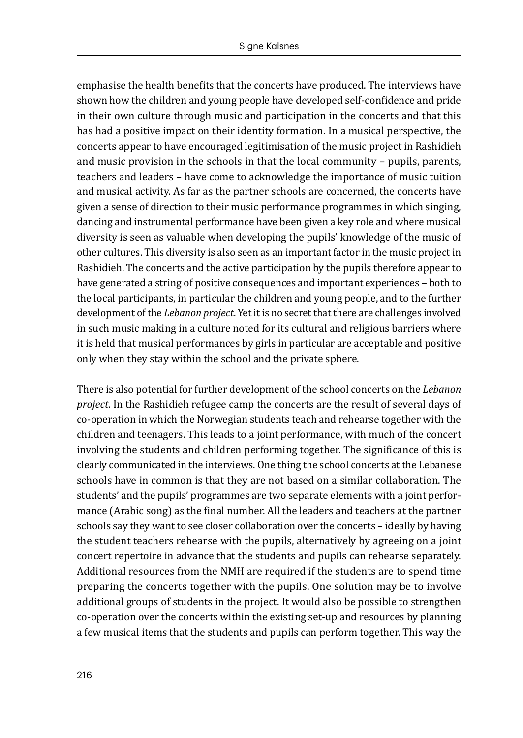emphasise the health benefits that the concerts have produced. The interviews have shown how the children and young people have developed self-confidence and pride in their own culture through music and participation in the concerts and that this has had a positive impact on their identity formation. In a musical perspective, the concerts appear to have encouraged legitimisation of the music project in Rashidieh and music provision in the schools in that the local community – pupils, parents, teachers and leaders – have come to acknowledge the importance of music tuition and musical activity. As far as the partner schools are concerned, the concerts have given a sense of direction to their music performance programmes in which singing, dancing and instrumental performance have been given a key role and where musical diversity is seen as valuable when developing the pupils' knowledge of the music of other cultures. This diversity is also seen as an important factor in the music project in Rashidieh. The concerts and the active participation by the pupils therefore appear to have generated a string of positive consequences and important experiences – both to the local participants, in particular the children and young people, and to the further development of the *Lebanon project*. Yet it is no secret that there are challenges involved in such music making in a culture noted for its cultural and religious barriers where it is held that musical performances by girls in particular are acceptable and positive only when they stay within the school and the private sphere.

There is also potential for further development of the school concerts on the *Lebanon project*. In the Rashidieh refugee camp the concerts are the result of several days of co-operation in which the Norwegian students teach and rehearse together with the children and teenagers. This leads to a joint performance, with much of the concert involving the students and children performing together. The significance of this is clearly communicated in the interviews. One thing the school concerts at the Lebanese schools have in common is that they are not based on a similar collaboration. The students' and the pupils' programmes are two separate elements with a joint performance (Arabic song) as the final number. All the leaders and teachers at the partner schools say they want to see closer collaboration over the concerts – ideally by having the student teachers rehearse with the pupils, alternatively by agreeing on a joint concert repertoire in advance that the students and pupils can rehearse separately. Additional resources from the NMH are required if the students are to spend time preparing the concerts together with the pupils. One solution may be to involve additional groups of students in the project. It would also be possible to strengthen co-operation over the concerts within the existing set-up and resources by planning a few musical items that the students and pupils can perform together. This way the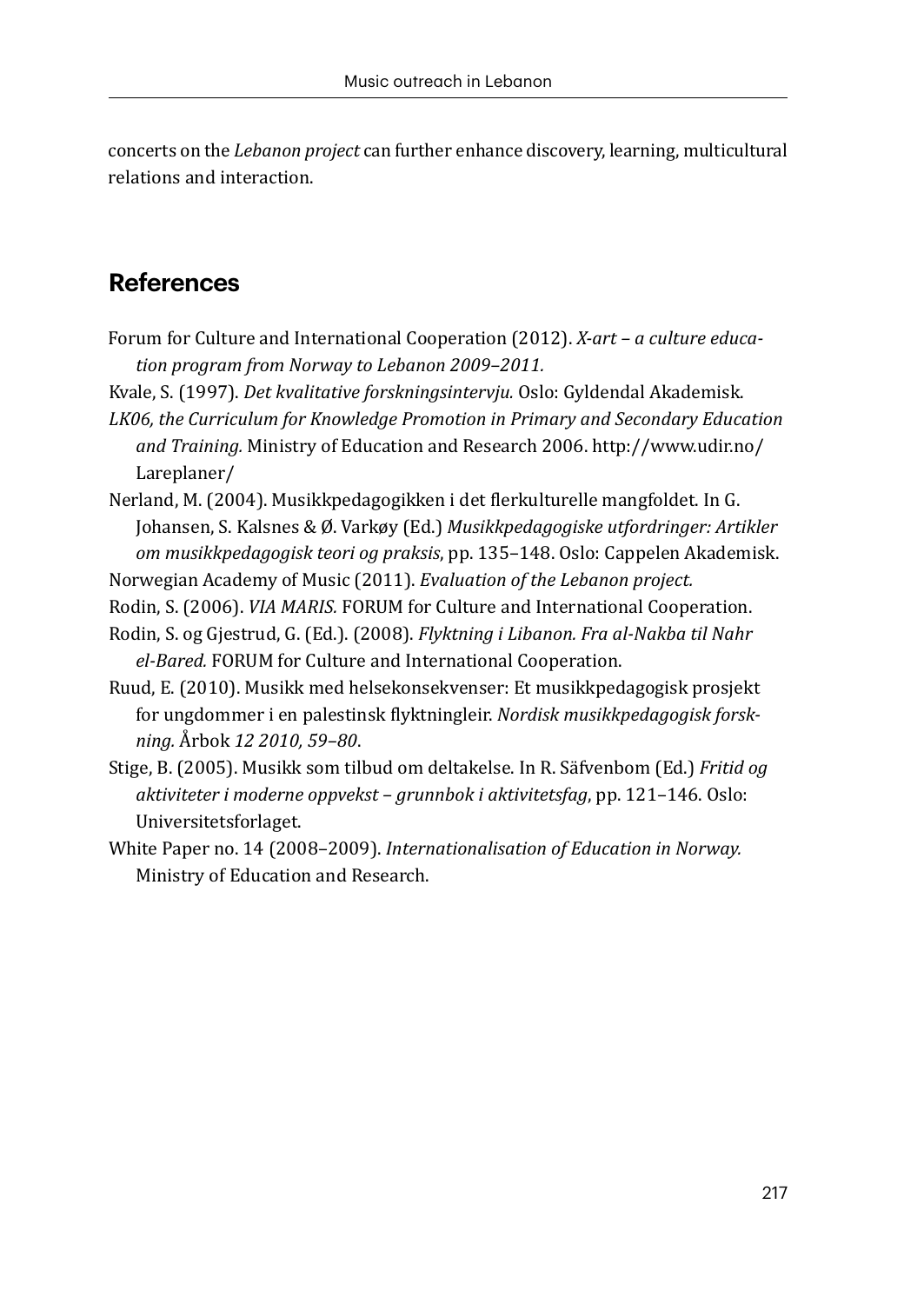concerts on the *Lebanon project* can further enhance discovery, learning, multicultural relations and interaction.

## References

Forum for Culture and International Cooperation (2012). *X-art – a culture education program from Norway to Lebanon 2009–2011.*

Kvale, S. (1997). *Det kvalitative forskningsintervju.* Oslo: Gyldendal Akademisk.

*LK06, the Curriculum for Knowledge Promotion in Primary and Secondary Education and Training.* Ministry of Education and Research 2006. http://www.udir.no/Lareplaner/

Nerland, M. (2004). Musikkpedagogikken i det flerkulturelle mangfoldet. In G. Johansen, S. Kalsnes & Ø. Varkøy (Ed.) *Musikkpedagogiske utfordringer: Artikler om musikkpedagogisk teori og praksis*, pp. 135–148. Oslo: Cappelen Akademisk.

Norwegian Academy of Music (2011). *Evaluation of the Lebanon project.*

Rodin, S. (2006). *VIA MARIS.* FORUM for Culture and International Cooperation.

Rodin, S. og Gjestrud, G. (Ed.). (2008). *Flyktning i Libanon. Fra al-Nakba til Nahr el-Bared.* FORUM for Culture and International Cooperation.

Ruud, E. (2010). Musikk med helsekonsekvenser: Et musikkpedagogisk prosjekt for ungdommer i en palestinsk flyktningleir. *Nordisk musikkpedagogisk forskning.* Årbok *12 2010, 59–80*.

Stige, B. (2005). Musikk som tilbud om deltakelse. In R. Säfvenbom (Ed.) *Fritid og aktiviteter i moderne oppvekst – grunnbok i aktivitetsfag*, pp. 121–146. Oslo: Universitetsforlaget.

White Paper no. 14 (2008–2009). *Internationalisation of Education in Norway.* Ministry of Education and Research.